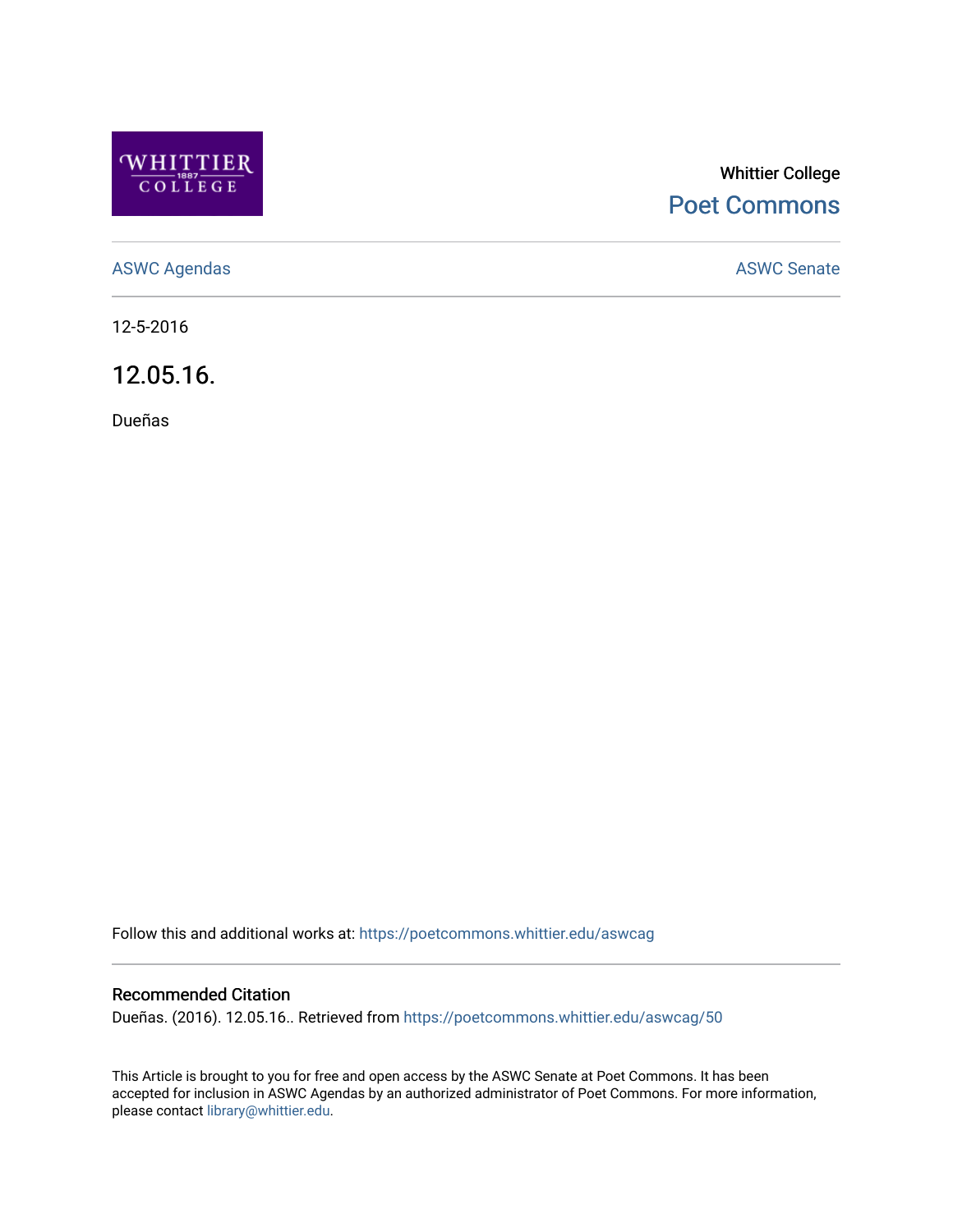Whittier College

Poet Commons

ASWC Agendas

ASWC Senate

12-5-2016

# 12.05.16.

Dueñas

Follow this and additional works at: https://poetcommons.whittier.edu/aswcag

## Recommended Citation

Dueñas. (2016). 12.05.16.. Retrieved from https://poetcommons.whittier.edu/aswcag/50

This Article is brought to you for free and open access by the ASWC Senate at Poet Commons. It has been accepted for inclusion in ASWC Agendas by an authorized administrator of Poet Commons. For more information, please contact library@whittier.edu.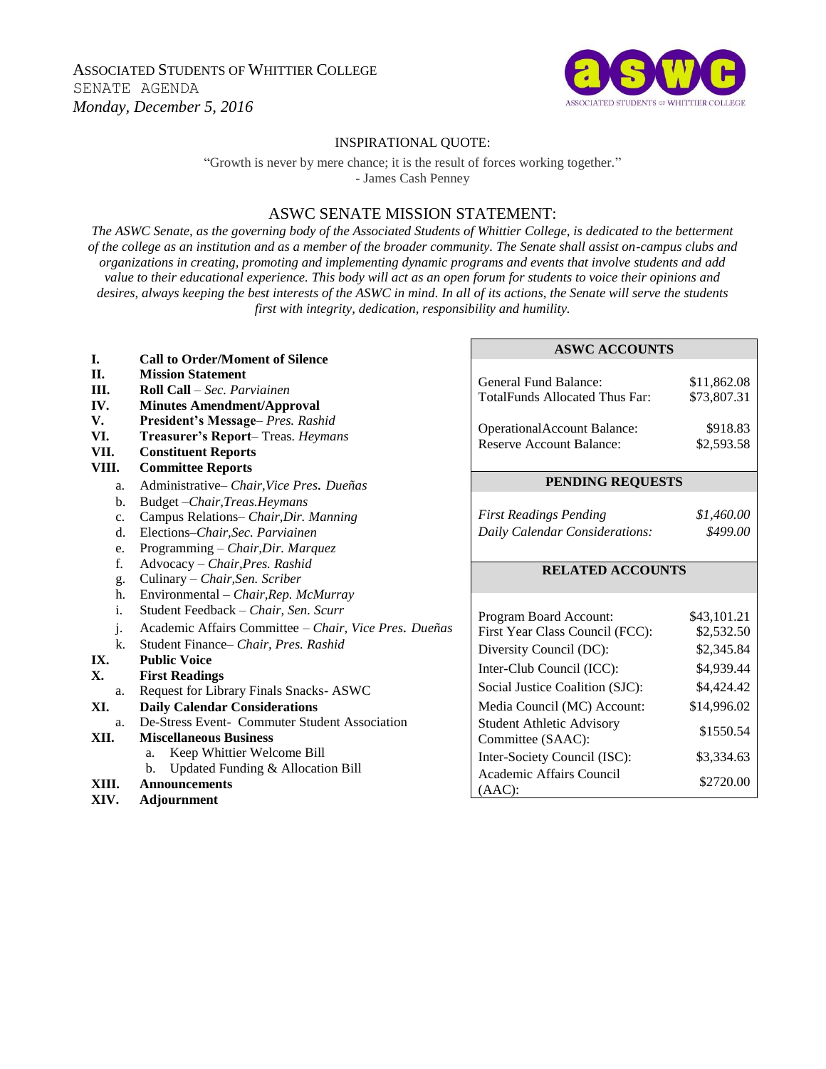ASSOCIATED STUDENTS OF WHITTIER COLLEGE
SENATE AGENDA
*Monday, December 5, 2016*

INSPIRATIONAL QUOTE:

"Growth is never by mere chance; it is the result of forces working together."
- James Cash Penney

## ASWC SENATE MISSION STATEMENT:

*The ASWC Senate, as the governing body of the Associated Students of Whittier College, is dedicated to the betterment of the college as an institution and as a member of the broader community. The Senate shall assist on-campus clubs and organizations in creating, promoting and implementing dynamic programs and events that involve students and add value to their educational experience. This body will act as an open forum for students to voice their opinions and desires, always keeping the best interests of the ASWC in mind. In all of its actions, the Senate will serve the students first with integrity, dedication, responsibility and humility.*

**I. Call to Order/Moment of Silence**
**II. Mission Statement**
**III. Roll Call** – *Sec. Parviainen*
**IV. Minutes Amendment/Approval**
**V. President's Message**– *Pres. Rashid*
**VI. Treasurer's Report**– Treas. *Heymans*
**VII. Constituent Reports**
**VIII. Committee Reports**
  a. Administrative– *Chair,Vice Pres. Dueñas*
  b. Budget –*Chair,Treas.Heymans*
  c. Campus Relations– *Chair,Dir. Manning*
  d. Elections–*Chair,Sec. Parviainen*
  e. Programming – *Chair,Dir. Marquez*
  f. Advocacy – *Chair,Pres. Rashid*
  g. Culinary – *Chair,Sen. Scriber*
  h. Environmental – *Chair,Rep. McMurray*
  i. Student Feedback – *Chair, Sen. Scurr*
  j. Academic Affairs Committee – *Chair, Vice Pres. Dueñas*
  k. Student Finance– *Chair, Pres. Rashid*
**IX. Public Voice**
**X. First Readings**
  a. Request for Library Finals Snacks- ASWC
**XI. Daily Calendar Considerations**
  a. De-Stress Event- Commuter Student Association
**XII. Miscellaneous Business**
  a. Keep Whittier Welcome Bill
  b. Updated Funding & Allocation Bill
**XIII. Announcements**
**XIV. Adjournment**

| **ASWC ACCOUNTS** | |
|---|---|
| General Fund Balance: | $11,862.08 |
| TotalFunds Allocated Thus Far: | $73,807.31 |
| OperationalAccount Balance: | $918.83 |
| Reserve Account Balance: | $2,593.58 |

| **PENDING REQUESTS** | |
|---|---|
| *First Readings Pending* | *$1,460.00* |
| *Daily Calendar Considerations:* | *$499.00* |

| **RELATED ACCOUNTS** | |
|---|---|
| Program Board Account: | $43,101.21 |
| First Year Class Council (FCC): | $2,532.50 |
| Diversity Council (DC): | $2,345.84 |
| Inter-Club Council (ICC): | $4,939.44 |
| Social Justice Coalition (SJC): | $4,424.42 |
| Media Council (MC) Account: | $14,996.02 |
| Student Athletic Advisory Committee (SAAC): | $1550.54 |
| Inter-Society Council (ISC): | $3,334.63 |
| Academic Affairs Council (AAC): | $2720.00 |